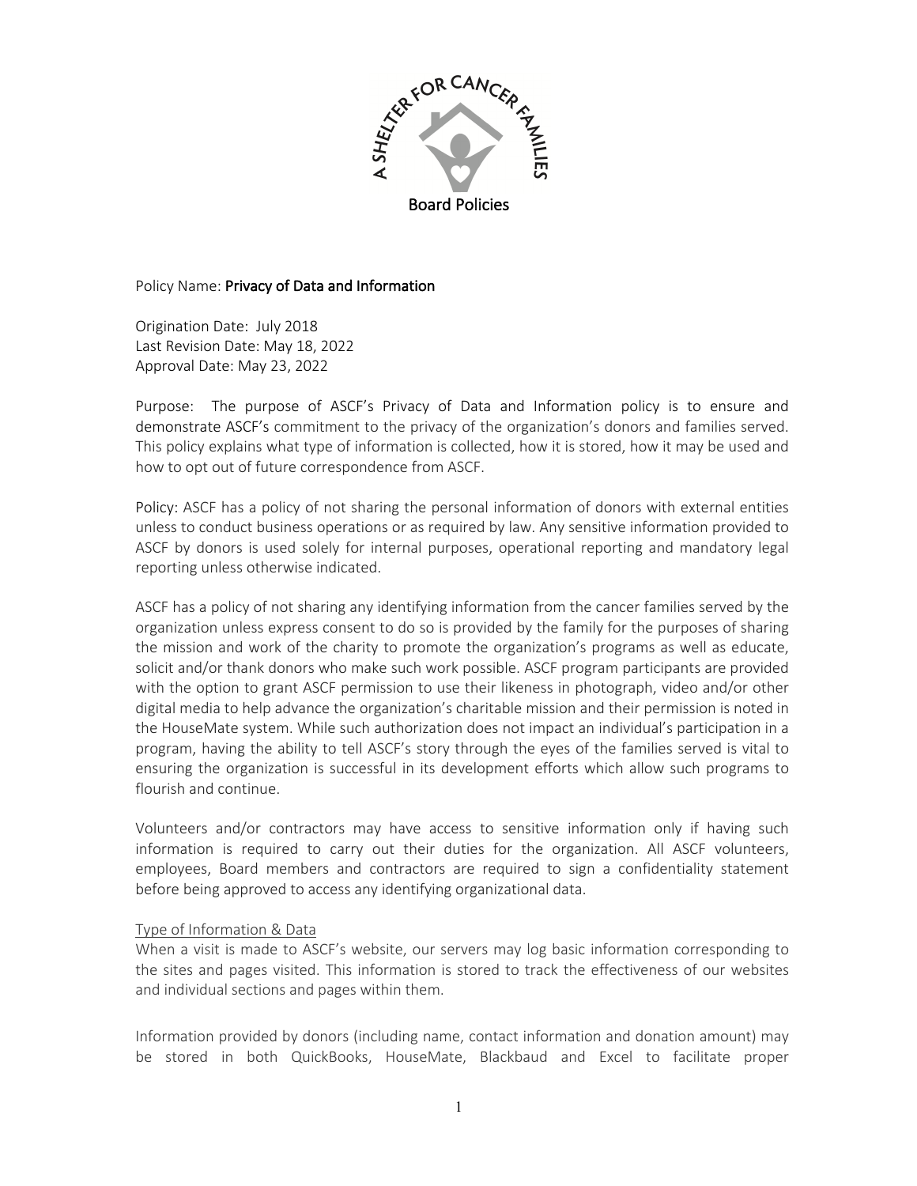A SHELTER FOR CANCER FAMILIES

Board Policies

Policy Name: **Privacy of Data and Information**

Origination Date: July 2018
Last Revision Date: May 18, 2022
Approval Date: May 23, 2022

Purpose: The purpose of ASCF's Privacy of Data and Information policy is to ensure and demonstrate ASCF's commitment to the privacy of the organization's donors and families served. This policy explains what type of information is collected, how it is stored, how it may be used and how to opt out of future correspondence from ASCF.

Policy: ASCF has a policy of not sharing the personal information of donors with external entities unless to conduct business operations or as required by law. Any sensitive information provided to ASCF by donors is used solely for internal purposes, operational reporting and mandatory legal reporting unless otherwise indicated.

ASCF has a policy of not sharing any identifying information from the cancer families served by the organization unless express consent to do so is provided by the family for the purposes of sharing the mission and work of the charity to promote the organization's programs as well as educate, solicit and/or thank donors who make such work possible. ASCF program participants are provided with the option to grant ASCF permission to use their likeness in photograph, video and/or other digital media to help advance the organization's charitable mission and their permission is noted in the HouseMate system. While such authorization does not impact an individual's participation in a program, having the ability to tell ASCF's story through the eyes of the families served is vital to ensuring the organization is successful in its development efforts which allow such programs to flourish and continue.

Volunteers and/or contractors may have access to sensitive information only if having such information is required to carry out their duties for the organization. All ASCF volunteers, employees, Board members and contractors are required to sign a confidentiality statement before being approved to access any identifying organizational data.

Type of Information & Data

When a visit is made to ASCF's website, our servers may log basic information corresponding to the sites and pages visited. This information is stored to track the effectiveness of our websites and individual sections and pages within them.

Information provided by donors (including name, contact information and donation amount) may be stored in both QuickBooks, HouseMate, Blackbaud and Excel to facilitate proper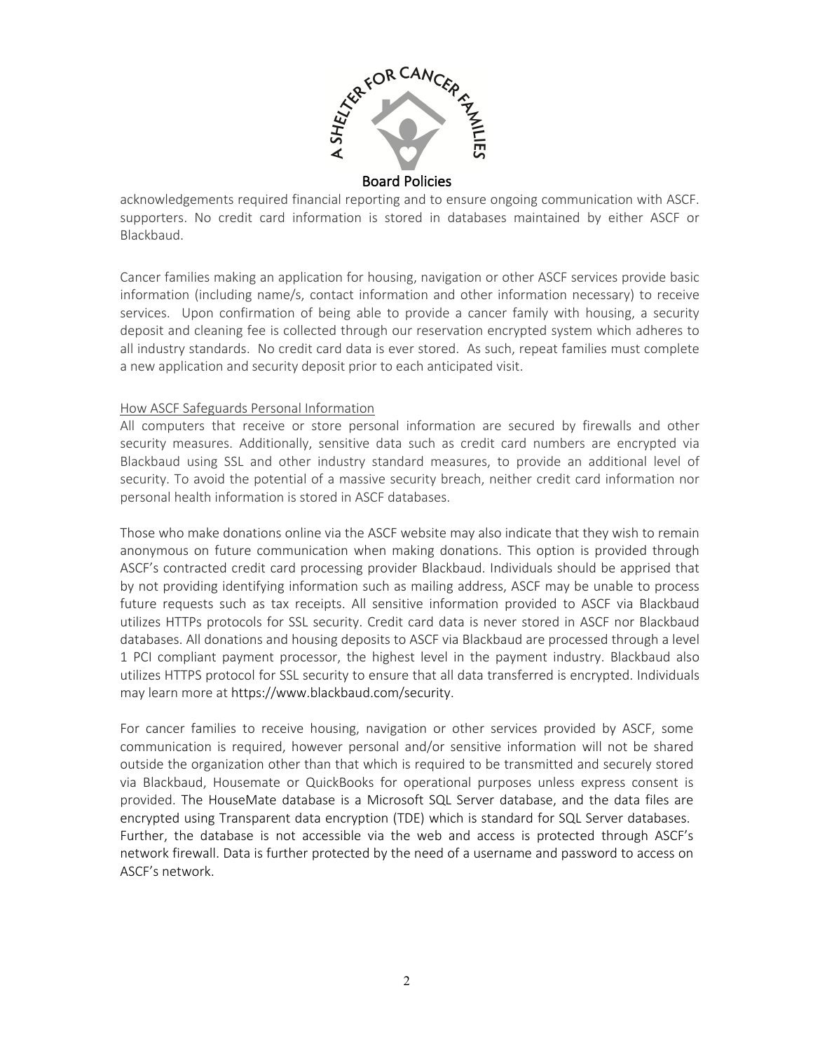acknowledgements required financial reporting and to ensure ongoing communication with ASCF. supporters. No credit card information is stored in databases maintained by either ASCF or Blackbaud.

Cancer families making an application for housing, navigation or other ASCF services provide basic information (including name/s, contact information and other information necessary) to receive services. Upon confirmation of being able to provide a cancer family with housing, a security deposit and cleaning fee is collected through our reservation encrypted system which adheres to all industry standards. No credit card data is ever stored. As such, repeat families must complete a new application and security deposit prior to each anticipated visit.

How ASCF Safeguards Personal Information

All computers that receive or store personal information are secured by firewalls and other security measures. Additionally, sensitive data such as credit card numbers are encrypted via Blackbaud using SSL and other industry standard measures, to provide an additional level of security. To avoid the potential of a massive security breach, neither credit card information nor personal health information is stored in ASCF databases.

Those who make donations online via the ASCF website may also indicate that they wish to remain anonymous on future communication when making donations. This option is provided through ASCF's contracted credit card processing provider Blackbaud. Individuals should be apprised that by not providing identifying information such as mailing address, ASCF may be unable to process future requests such as tax receipts. All sensitive information provided to ASCF via Blackbaud utilizes HTTPs protocols for SSL security. Credit card data is never stored in ASCF nor Blackbaud databases. All donations and housing deposits to ASCF via Blackbaud are processed through a level 1 PCI compliant payment processor, the highest level in the payment industry. Blackbaud also utilizes HTTPS protocol for SSL security to ensure that all data transferred is encrypted. Individuals may learn more at https://www.blackbaud.com/security.

For cancer families to receive housing, navigation or other services provided by ASCF, some communication is required, however personal and/or sensitive information will not be shared outside the organization other than that which is required to be transmitted and securely stored via Blackbaud, Housemate or QuickBooks for operational purposes unless express consent is provided. The HouseMate database is a Microsoft SQL Server database, and the data files are encrypted using Transparent data encryption (TDE) which is standard for SQL Server databases. Further, the database is not accessible via the web and access is protected through ASCF's network firewall. Data is further protected by the need of a username and password to access on ASCF's network.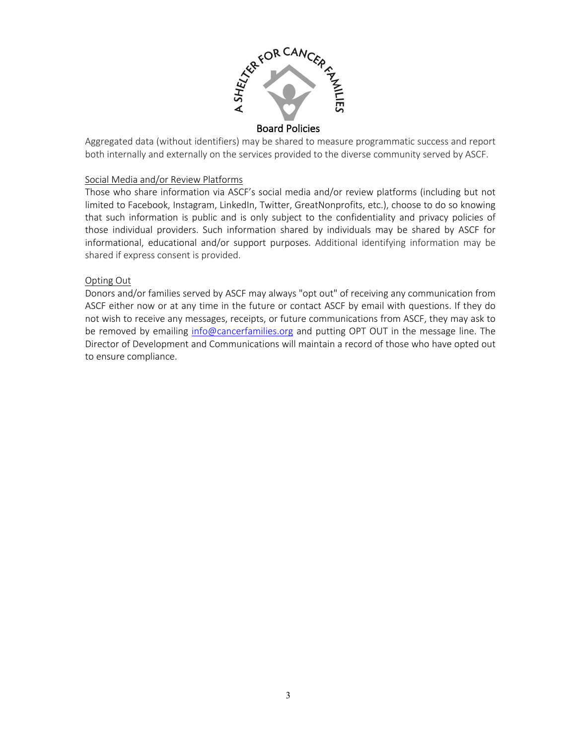Board Policies

Aggregated data (without identifiers) may be shared to measure programmatic success and report both internally and externally on the services provided to the diverse community served by ASCF.

Social Media and/or Review Platforms

Those who share information via ASCF's social media and/or review platforms (including but not limited to Facebook, Instagram, LinkedIn, Twitter, GreatNonprofits, etc.), choose to do so knowing that such information is public and is only subject to the confidentiality and privacy policies of those individual providers. Such information shared by individuals may be shared by ASCF for informational, educational and/or support purposes. Additional identifying information may be shared if express consent is provided.

Opting Out

Donors and/or families served by ASCF may always "opt out" of receiving any communication from ASCF either now or at any time in the future or contact ASCF by email with questions. If they do not wish to receive any messages, receipts, or future communications from ASCF, they may ask to be removed by emailing info@cancerfamilies.org and putting OPT OUT in the message line. The Director of Development and Communications will maintain a record of those who have opted out to ensure compliance.